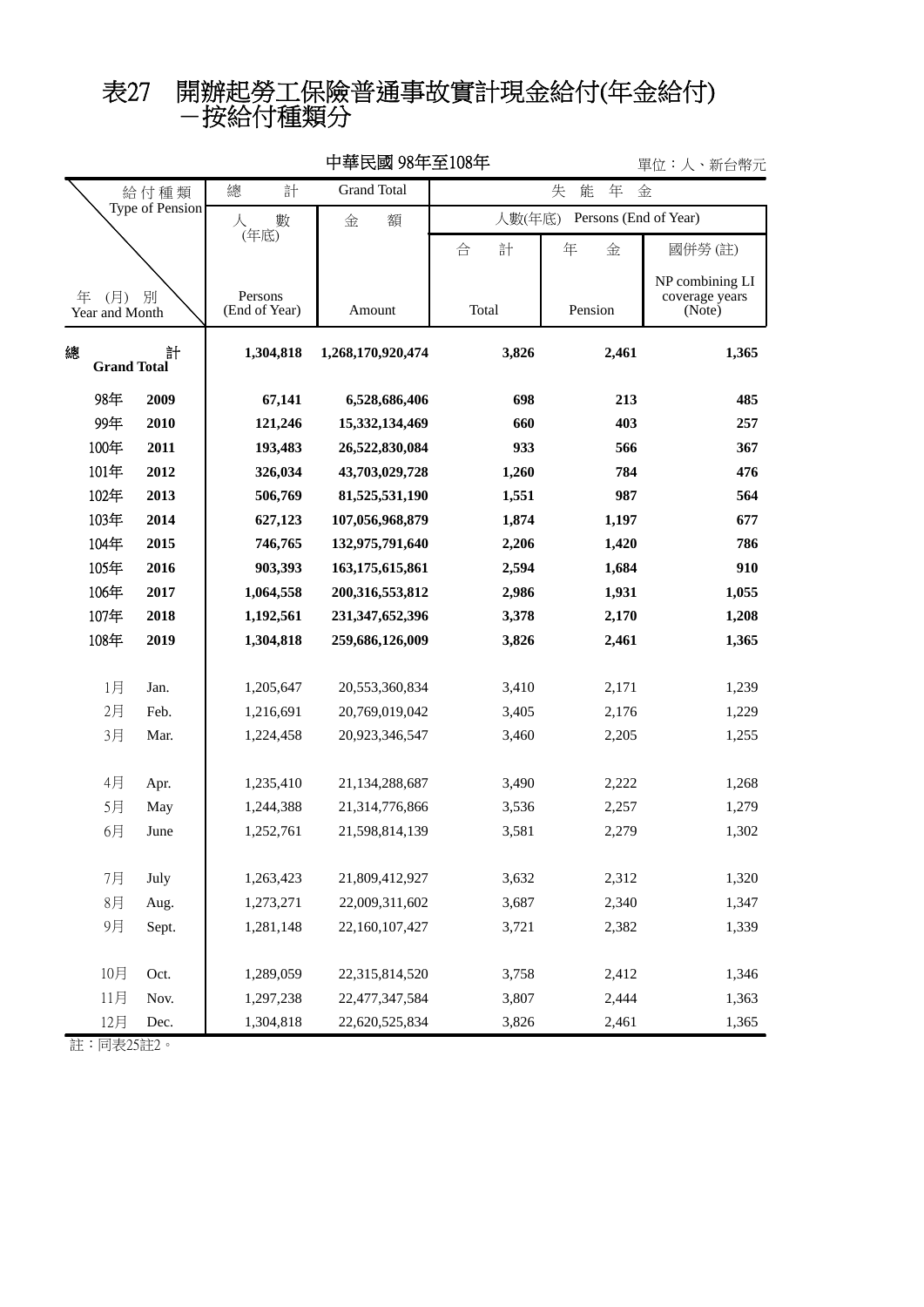# 表27　開辦起勞工保險普通事故實計現金給付(年金給付)－按給付種類分

中華民國 98年至108年

單位：人、新台幣元

| 給付種類 Type of Pension / 年(月)別 Year and Month | | 總計 Grand Total | | 失能年金 | | |
|---|---|---|---|---|---|---|
| | | 人數(年底) Persons (End of Year) | 金額 Amount | 人數(年底) Persons (End of Year) | | |
| | | | | 合計 Total | 年金 Pension | 國併勞 (註) NP combining LI coverage years (Note) |
| 總計 Grand Total | | 1,304,818 | 1,268,170,920,474 | 3,826 | 2,461 | 1,365 |
| 98年 | 2009 | 67,141 | 6,528,686,406 | 698 | 213 | 485 |
| 99年 | 2010 | 121,246 | 15,332,134,469 | 660 | 403 | 257 |
| 100年 | 2011 | 193,483 | 26,522,830,084 | 933 | 566 | 367 |
| 101年 | 2012 | 326,034 | 43,703,029,728 | 1,260 | 784 | 476 |
| 102年 | 2013 | 506,769 | 81,525,531,190 | 1,551 | 987 | 564 |
| 103年 | 2014 | 627,123 | 107,056,968,879 | 1,874 | 1,197 | 677 |
| 104年 | 2015 | 746,765 | 132,975,791,640 | 2,206 | 1,420 | 786 |
| 105年 | 2016 | 903,393 | 163,175,615,861 | 2,594 | 1,684 | 910 |
| 106年 | 2017 | 1,064,558 | 200,316,553,812 | 2,986 | 1,931 | 1,055 |
| 107年 | 2018 | 1,192,561 | 231,347,652,396 | 3,378 | 2,170 | 1,208 |
| 108年 | 2019 | 1,304,818 | 259,686,126,009 | 3,826 | 2,461 | 1,365 |
| 1月 | Jan. | 1,205,647 | 20,553,360,834 | 3,410 | 2,171 | 1,239 |
| 2月 | Feb. | 1,216,691 | 20,769,019,042 | 3,405 | 2,176 | 1,229 |
| 3月 | Mar. | 1,224,458 | 20,923,346,547 | 3,460 | 2,205 | 1,255 |
| 4月 | Apr. | 1,235,410 | 21,134,288,687 | 3,490 | 2,222 | 1,268 |
| 5月 | May | 1,244,388 | 21,314,776,866 | 3,536 | 2,257 | 1,279 |
| 6月 | June | 1,252,761 | 21,598,814,139 | 3,581 | 2,279 | 1,302 |
| 7月 | July | 1,263,423 | 21,809,412,927 | 3,632 | 2,312 | 1,320 |
| 8月 | Aug. | 1,273,271 | 22,009,311,602 | 3,687 | 2,340 | 1,347 |
| 9月 | Sept. | 1,281,148 | 22,160,107,427 | 3,721 | 2,382 | 1,339 |
| 10月 | Oct. | 1,289,059 | 22,315,814,520 | 3,758 | 2,412 | 1,346 |
| 11月 | Nov. | 1,297,238 | 22,477,347,584 | 3,807 | 2,444 | 1,363 |
| 12月 | Dec. | 1,304,818 | 22,620,525,834 | 3,826 | 2,461 | 1,365 |

註：同表25註2。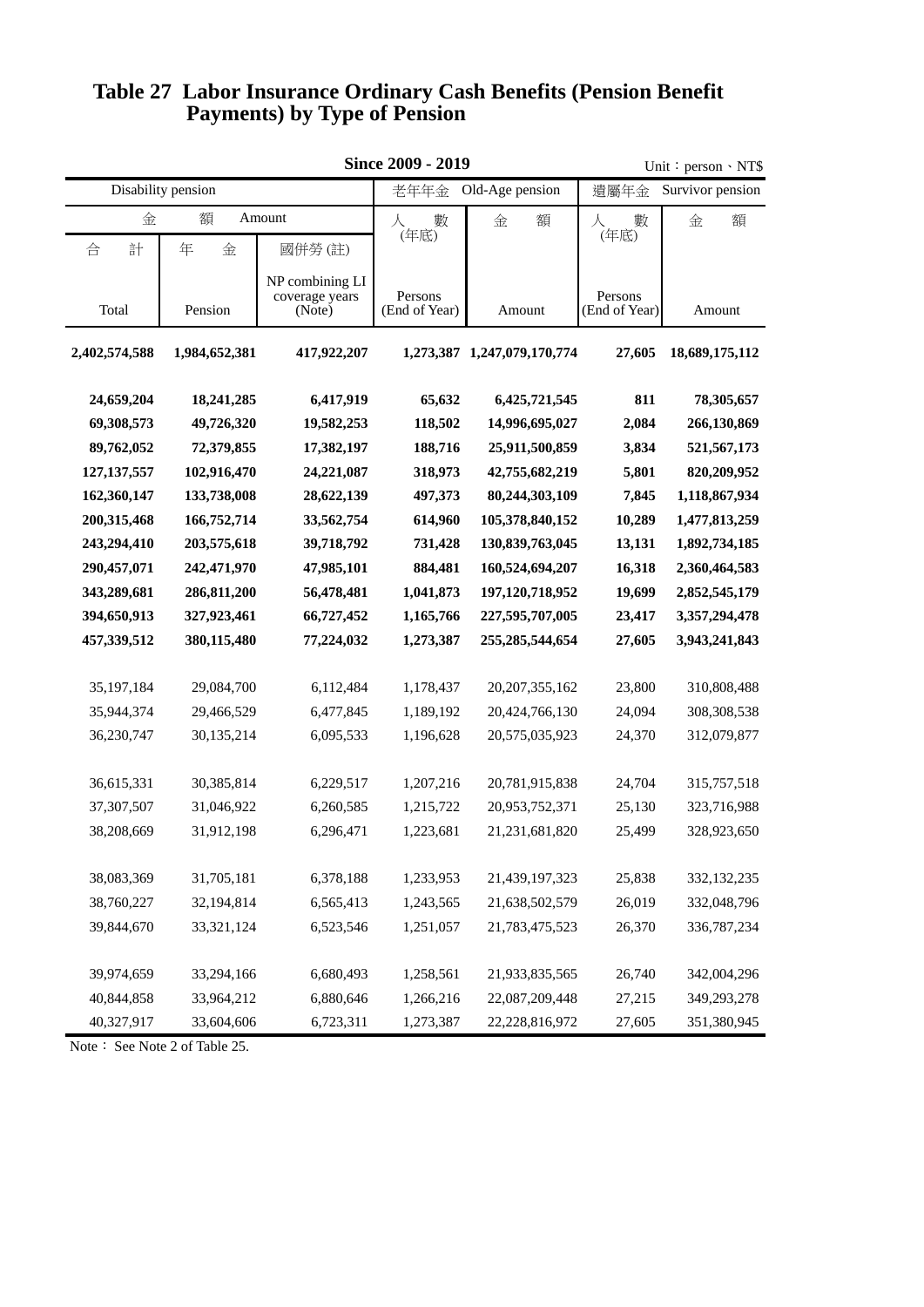# Table 27 Labor Insurance Ordinary Cash Benefits (Pension Benefit Payments) by Type of Pension

**Since 2009 - 2019**

Unit：person、NT$

| Disability pension | | | 老年年金 Old-Age pension | | 遺屬年金 Survivor pension | |
|---|---|---|---|---|---|---|
| 金　　額 Amount | | | 人　　數 (年底) | 金　　額 | 人　　數 (年底) | 金　　額 |
| 合　　計 | 年　　金 | 國併勞 (註) | | | | |
| Total | Pension | NP combining LI coverage years (Note) | Persons (End of Year) | Amount | Persons (End of Year) | Amount |
| **2,402,574,588** | **1,984,652,381** | **417,922,207** | **1,273,387** | **1,247,079,170,774** | **27,605** | **18,689,175,112** |
| **24,659,204** | **18,241,285** | **6,417,919** | **65,632** | **6,425,721,545** | **811** | **78,305,657** |
| **69,308,573** | **49,726,320** | **19,582,253** | **118,502** | **14,996,695,027** | **2,084** | **266,130,869** |
| **89,762,052** | **72,379,855** | **17,382,197** | **188,716** | **25,911,500,859** | **3,834** | **521,567,173** |
| **127,137,557** | **102,916,470** | **24,221,087** | **318,973** | **42,755,682,219** | **5,801** | **820,209,952** |
| **162,360,147** | **133,738,008** | **28,622,139** | **497,373** | **80,244,303,109** | **7,845** | **1,118,867,934** |
| **200,315,468** | **166,752,714** | **33,562,754** | **614,960** | **105,378,840,152** | **10,289** | **1,477,813,259** |
| **243,294,410** | **203,575,618** | **39,718,792** | **731,428** | **130,839,763,045** | **13,131** | **1,892,734,185** |
| **290,457,071** | **242,471,970** | **47,985,101** | **884,481** | **160,524,694,207** | **16,318** | **2,360,464,583** |
| **343,289,681** | **286,811,200** | **56,478,481** | **1,041,873** | **197,120,718,952** | **19,699** | **2,852,545,179** |
| **394,650,913** | **327,923,461** | **66,727,452** | **1,165,766** | **227,595,707,005** | **23,417** | **3,357,294,478** |
| **457,339,512** | **380,115,480** | **77,224,032** | **1,273,387** | **255,285,544,654** | **27,605** | **3,943,241,843** |
| 35,197,184 | 29,084,700 | 6,112,484 | 1,178,437 | 20,207,355,162 | 23,800 | 310,808,488 |
| 35,944,374 | 29,466,529 | 6,477,845 | 1,189,192 | 20,424,766,130 | 24,094 | 308,308,538 |
| 36,230,747 | 30,135,214 | 6,095,533 | 1,196,628 | 20,575,035,923 | 24,370 | 312,079,877 |
| 36,615,331 | 30,385,814 | 6,229,517 | 1,207,216 | 20,781,915,838 | 24,704 | 315,757,518 |
| 37,307,507 | 31,046,922 | 6,260,585 | 1,215,722 | 20,953,752,371 | 25,130 | 323,716,988 |
| 38,208,669 | 31,912,198 | 6,296,471 | 1,223,681 | 21,231,681,820 | 25,499 | 328,923,650 |
| 38,083,369 | 31,705,181 | 6,378,188 | 1,233,953 | 21,439,197,323 | 25,838 | 332,132,235 |
| 38,760,227 | 32,194,814 | 6,565,413 | 1,243,565 | 21,638,502,579 | 26,019 | 332,048,796 |
| 39,844,670 | 33,321,124 | 6,523,546 | 1,251,057 | 21,783,475,523 | 26,370 | 336,787,234 |
| 39,974,659 | 33,294,166 | 6,680,493 | 1,258,561 | 21,933,835,565 | 26,740 | 342,004,296 |
| 40,844,858 | 33,964,212 | 6,880,646 | 1,266,216 | 22,087,209,448 | 27,215 | 349,293,278 |
| 40,327,917 | 33,604,606 | 6,723,311 | 1,273,387 | 22,228,816,972 | 27,605 | 351,380,945 |

Note： See Note 2 of Table 25.